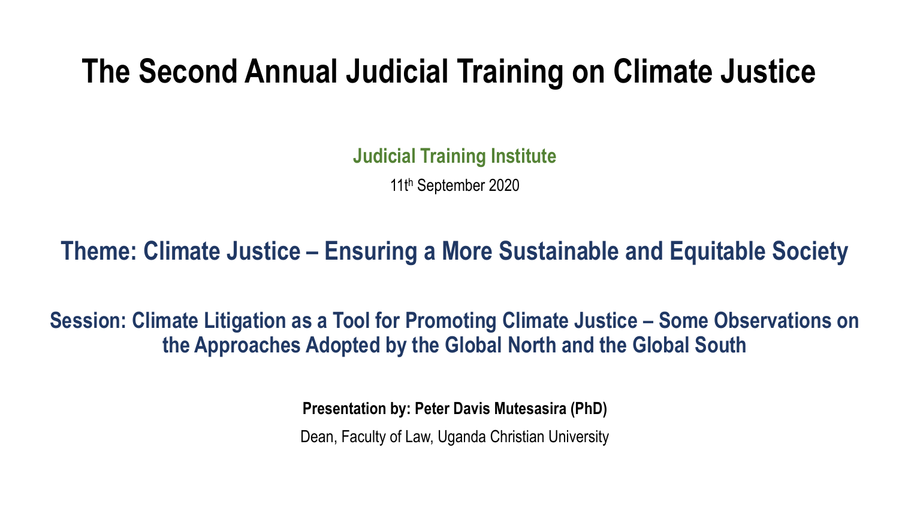# The Second Annual Judicial Training on Climate Justice

**Judicial Training Institute**

11th September 2020

## Theme: Climate Justice – Ensuring a More Sustainable and Equitable Society

### Session: Climate Litigation as a Tool for Promoting Climate Justice – Some Observations on the Approaches Adopted by the Global North and the Global South

**Presentation by: Peter Davis Mutesasira (PhD)**

Dean, Faculty of Law, Uganda Christian University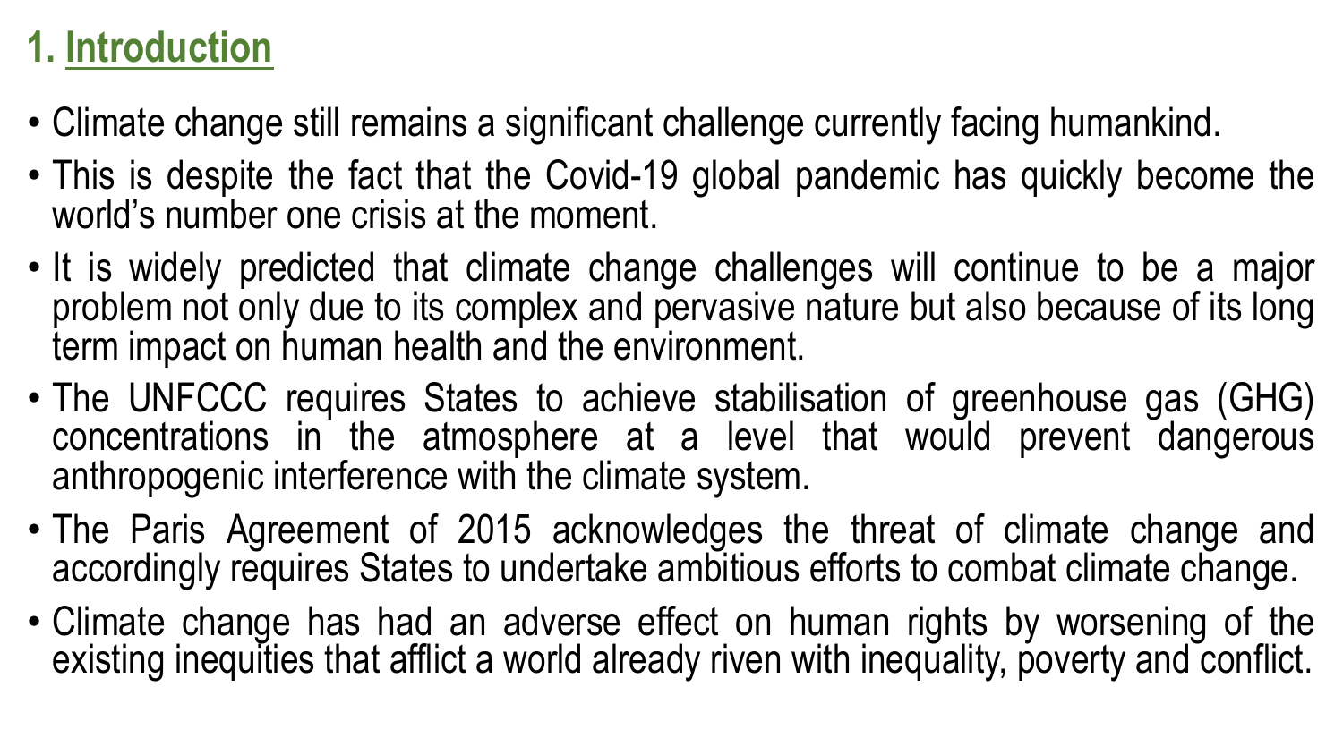## 1. Introduction

- Climate change still remains a significant challenge currently facing humankind.
- This is despite the fact that the Covid-19 global pandemic has quickly become the world's number one crisis at the moment.
- It is widely predicted that climate change challenges will continue to be a major problem not only due to its complex and pervasive nature but also because of its long term impact on human health and the environment.
- The UNFCCC requires States to achieve stabilisation of greenhouse gas (GHG) concentrations in the atmosphere at a level that would prevent dangerous anthropogenic interference with the climate system.
- The Paris Agreement of 2015 acknowledges the threat of climate change and accordingly requires States to undertake ambitious efforts to combat climate change.
- Climate change has had an adverse effect on human rights by worsening of the existing inequities that afflict a world already riven with inequality, poverty and conflict.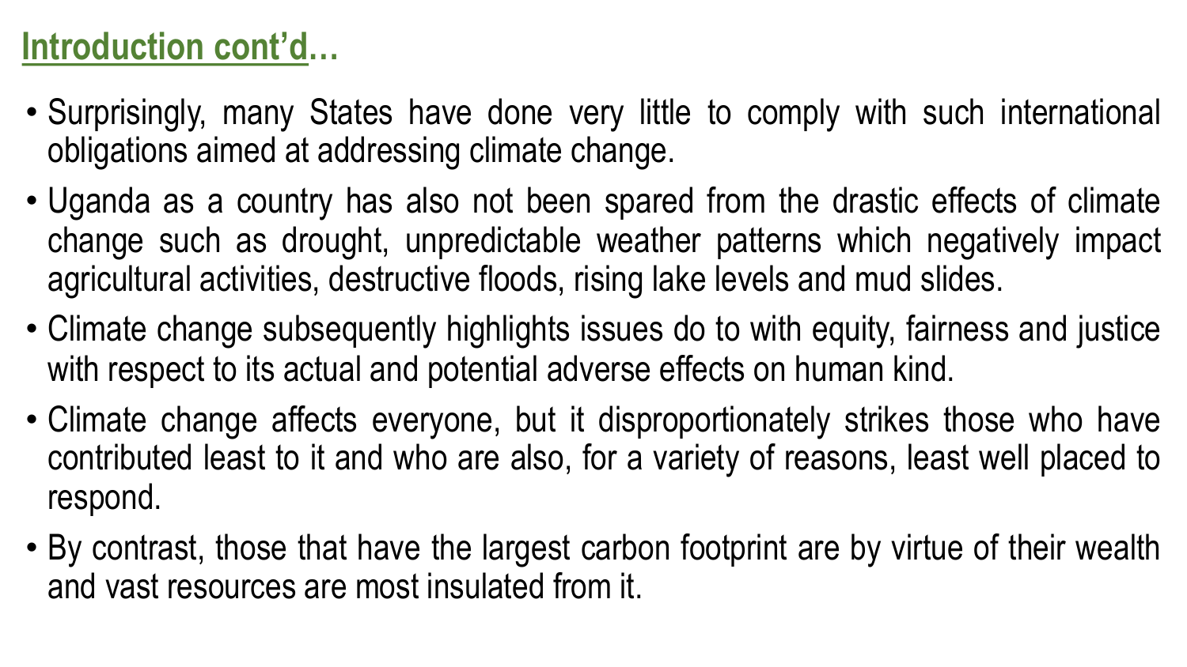## Introduction cont'd…

- Surprisingly, many States have done very little to comply with such international obligations aimed at addressing climate change.
- Uganda as a country has also not been spared from the drastic effects of climate change such as drought, unpredictable weather patterns which negatively impact agricultural activities, destructive floods, rising lake levels and mud slides.
- Climate change subsequently highlights issues do to with equity, fairness and justice with respect to its actual and potential adverse effects on human kind.
- Climate change affects everyone, but it disproportionately strikes those who have contributed least to it and who are also, for a variety of reasons, least well placed to respond.
- By contrast, those that have the largest carbon footprint are by virtue of their wealth and vast resources are most insulated from it.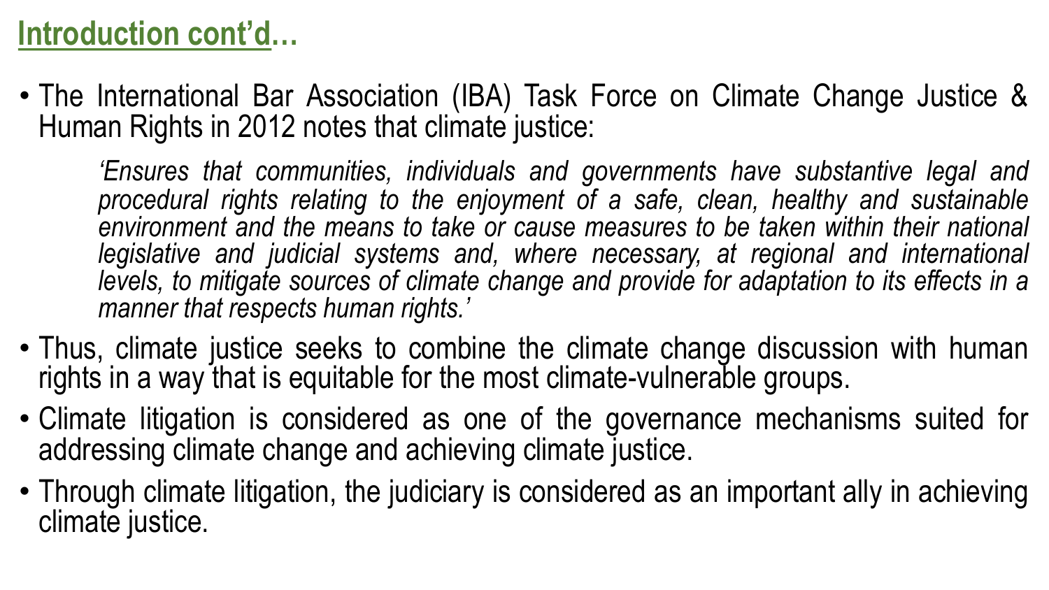## Introduction cont'd…

- The International Bar Association (IBA) Task Force on Climate Change Justice & Human Rights in 2012 notes that climate justice:

  > *'Ensures that communities, individuals and governments have substantive legal and procedural rights relating to the enjoyment of a safe, clean, healthy and sustainable environment and the means to take or cause measures to be taken within their national legislative and judicial systems and, where necessary, at regional and international levels, to mitigate sources of climate change and provide for adaptation to its effects in a manner that respects human rights.'*

- Thus, climate justice seeks to combine the climate change discussion with human rights in a way that is equitable for the most climate-vulnerable groups.
- Climate litigation is considered as one of the governance mechanisms suited for addressing climate change and achieving climate justice.
- Through climate litigation, the judiciary is considered as an important ally in achieving climate justice.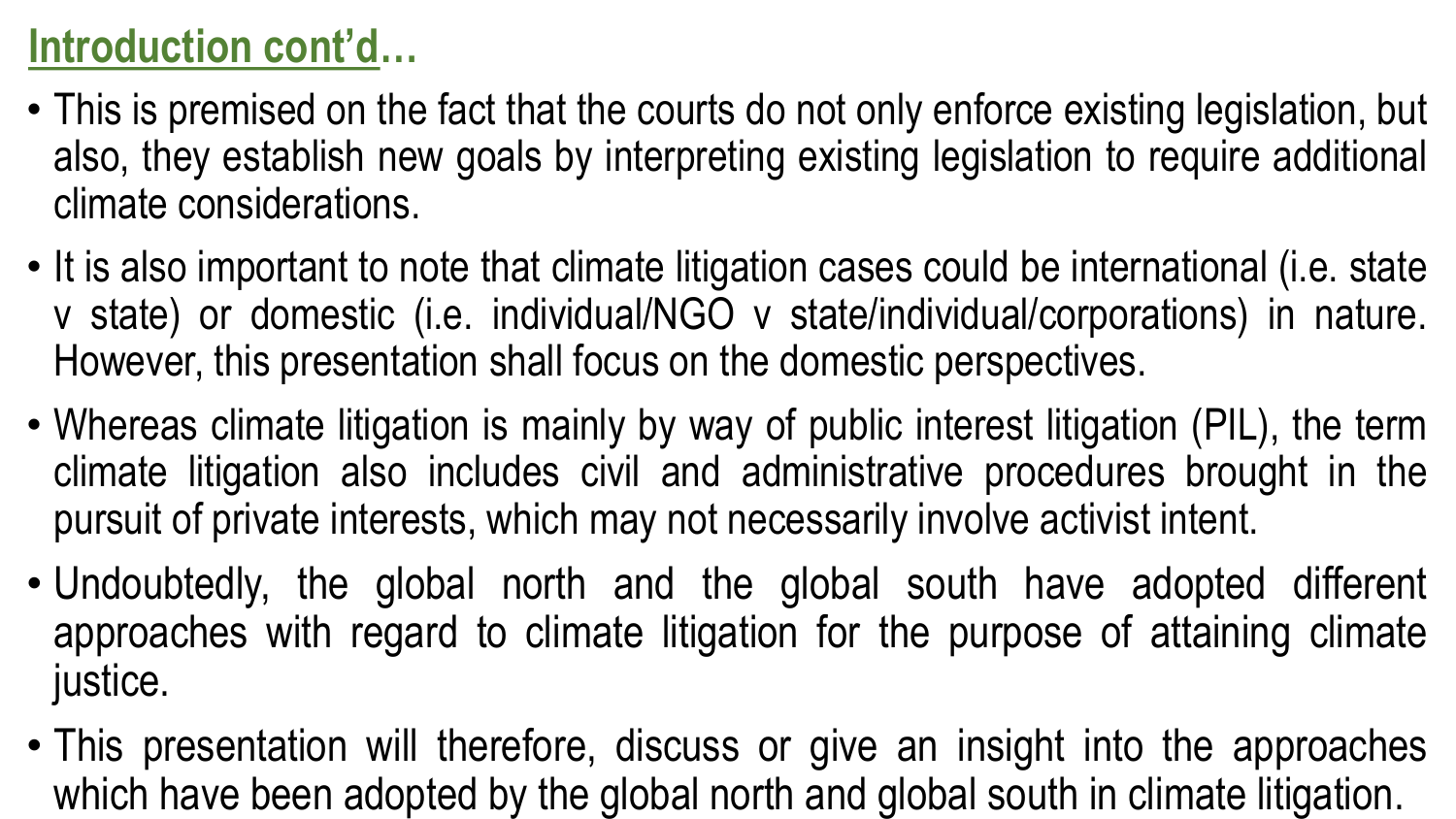## Introduction cont'd…

- This is premised on the fact that the courts do not only enforce existing legislation, but also, they establish new goals by interpreting existing legislation to require additional climate considerations.
- It is also important to note that climate litigation cases could be international (i.e. state v state) or domestic (i.e. individual/NGO v state/individual/corporations) in nature. However, this presentation shall focus on the domestic perspectives.
- Whereas climate litigation is mainly by way of public interest litigation (PIL), the term climate litigation also includes civil and administrative procedures brought in the pursuit of private interests, which may not necessarily involve activist intent.
- Undoubtedly, the global north and the global south have adopted different approaches with regard to climate litigation for the purpose of attaining climate justice.
- This presentation will therefore, discuss or give an insight into the approaches which have been adopted by the global north and global south in climate litigation.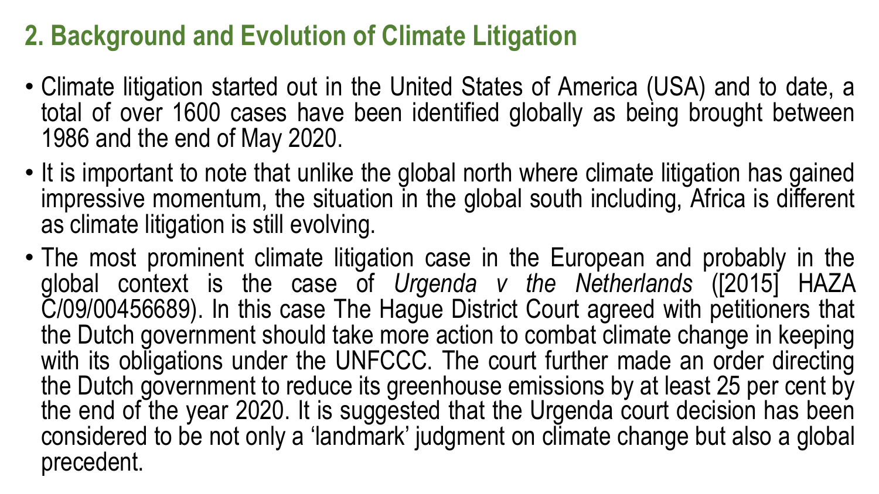## 2. Background and Evolution of Climate Litigation

- Climate litigation started out in the United States of America (USA) and to date, a total of over 1600 cases have been identified globally as being brought between 1986 and the end of May 2020.
- It is important to note that unlike the global north where climate litigation has gained impressive momentum, the situation in the global south including, Africa is different as climate litigation is still evolving.
- The most prominent climate litigation case in the European and probably in the global context is the case of *Urgenda v the Netherlands* ([2015] HAZA C/09/00456689). In this case The Hague District Court agreed with petitioners that the Dutch government should take more action to combat climate change in keeping with its obligations under the UNFCCC. The court further made an order directing the Dutch government to reduce its greenhouse emissions by at least 25 per cent by the end of the year 2020. It is suggested that the Urgenda court decision has been considered to be not only a 'landmark' judgment on climate change but also a global precedent.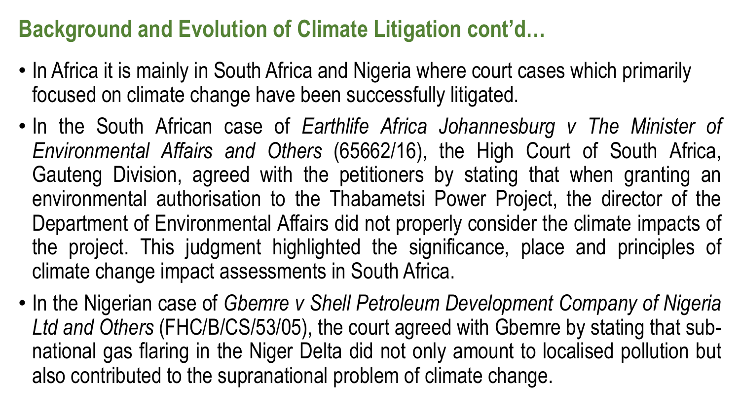## Background and Evolution of Climate Litigation cont'd…

- In Africa it is mainly in South Africa and Nigeria where court cases which primarily focused on climate change have been successfully litigated.
- In the South African case of *Earthlife Africa Johannesburg v The Minister of Environmental Affairs and Others* (65662/16), the High Court of South Africa, Gauteng Division, agreed with the petitioners by stating that when granting an environmental authorisation to the Thabametsi Power Project, the director of the Department of Environmental Affairs did not properly consider the climate impacts of the project. This judgment highlighted the significance, place and principles of climate change impact assessments in South Africa.
- In the Nigerian case of *Gbemre v Shell Petroleum Development Company of Nigeria Ltd and Others* (FHC/B/CS/53/05), the court agreed with Gbemre by stating that sub-national gas flaring in the Niger Delta did not only amount to localised pollution but also contributed to the supranational problem of climate change.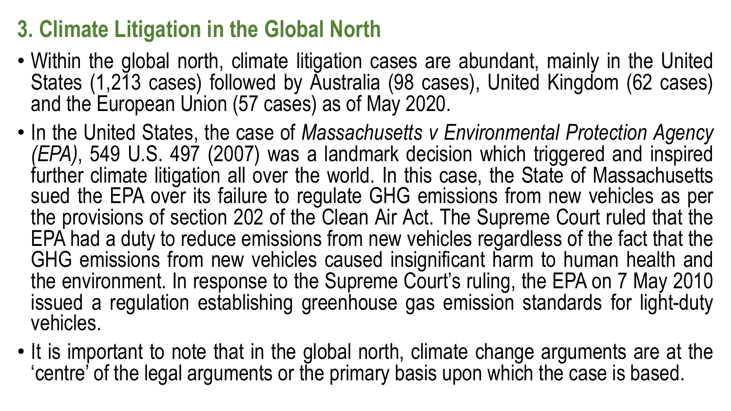## 3. Climate Litigation in the Global North

- Within the global north, climate litigation cases are abundant, mainly in the United States (1,213 cases) followed by Australia (98 cases), United Kingdom (62 cases) and the European Union (57 cases) as of May 2020.
- In the United States, the case of *Massachusetts v Environmental Protection Agency (EPA)*, 549 U.S. 497 (2007) was a landmark decision which triggered and inspired further climate litigation all over the world. In this case, the State of Massachusetts sued the EPA over its failure to regulate GHG emissions from new vehicles as per the provisions of section 202 of the Clean Air Act. The Supreme Court ruled that the EPA had a duty to reduce emissions from new vehicles regardless of the fact that the GHG emissions from new vehicles caused insignificant harm to human health and the environment. In response to the Supreme Court's ruling, the EPA on 7 May 2010 issued a regulation establishing greenhouse gas emission standards for light-duty vehicles.
- It is important to note that in the global north, climate change arguments are at the 'centre' of the legal arguments or the primary basis upon which the case is based.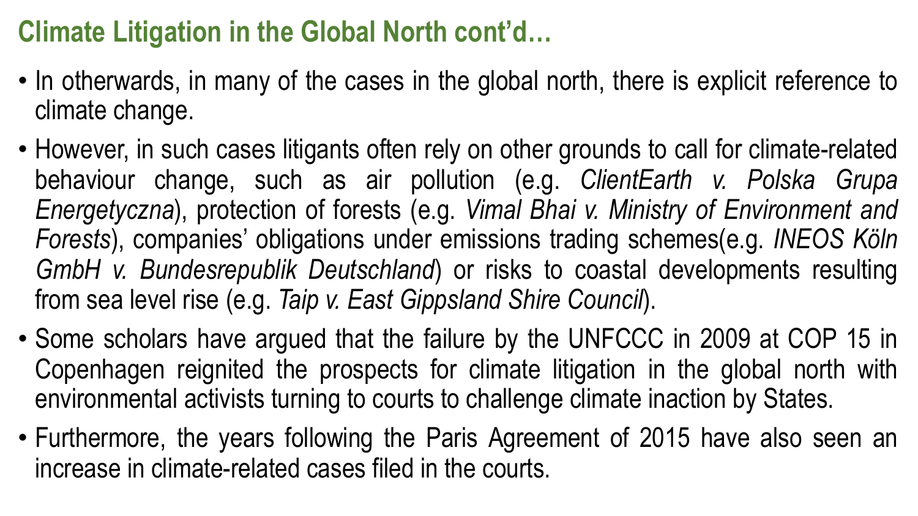## Climate Litigation in the Global North cont'd…

- In otherwards, in many of the cases in the global north, there is explicit reference to climate change.
- However, in such cases litigants often rely on other grounds to call for climate-related behaviour change, such as air pollution (e.g. *ClientEarth v. Polska Grupa Energetyczna*), protection of forests (e.g. *Vimal Bhai v. Ministry of Environment and Forests*), companies' obligations under emissions trading schemes(e.g. *INEOS Köln GmbH v. Bundesrepublik Deutschland*) or risks to coastal developments resulting from sea level rise (e.g. *Taip v. East Gippsland Shire Council*).
- Some scholars have argued that the failure by the UNFCCC in 2009 at COP 15 in Copenhagen reignited the prospects for climate litigation in the global north with environmental activists turning to courts to challenge climate inaction by States.
- Furthermore, the years following the Paris Agreement of 2015 have also seen an increase in climate-related cases filed in the courts.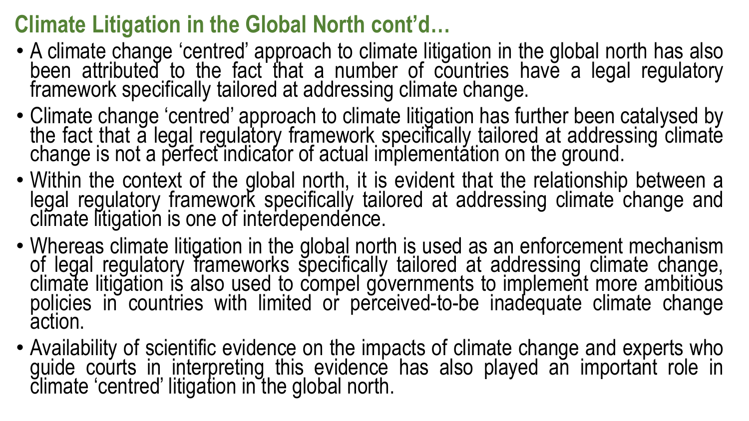## Climate Litigation in the Global North cont'd…

- A climate change 'centred' approach to climate litigation in the global north has also been attributed to the fact that a number of countries have a legal regulatory framework specifically tailored at addressing climate change.
- Climate change 'centred' approach to climate litigation has further been catalysed by the fact that a legal regulatory framework specifically tailored at addressing climate change is not a perfect indicator of actual implementation on the ground.
- Within the context of the global north, it is evident that the relationship between a legal regulatory framework specifically tailored at addressing climate change and climate litigation is one of interdependence.
- Whereas climate litigation in the global north is used as an enforcement mechanism of legal regulatory frameworks specifically tailored at addressing climate change, climate litigation is also used to compel governments to implement more ambitious policies in countries with limited or perceived-to-be inadequate climate change action.
- Availability of scientific evidence on the impacts of climate change and experts who guide courts in interpreting this evidence has also played an important role in climate 'centred' litigation in the global north.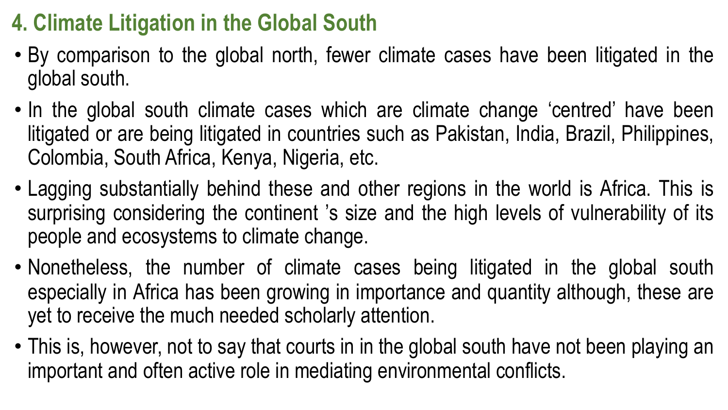## 4. Climate Litigation in the Global South

- By comparison to the global north, fewer climate cases have been litigated in the global south.
- In the global south climate cases which are climate change 'centred' have been litigated or are being litigated in countries such as Pakistan, India, Brazil, Philippines, Colombia, South Africa, Kenya, Nigeria, etc.
- Lagging substantially behind these and other regions in the world is Africa. This is surprising considering the continent 's size and the high levels of vulnerability of its people and ecosystems to climate change.
- Nonetheless, the number of climate cases being litigated in the global south especially in Africa has been growing in importance and quantity although, these are yet to receive the much needed scholarly attention.
- This is, however, not to say that courts in in the global south have not been playing an important and often active role in mediating environmental conflicts.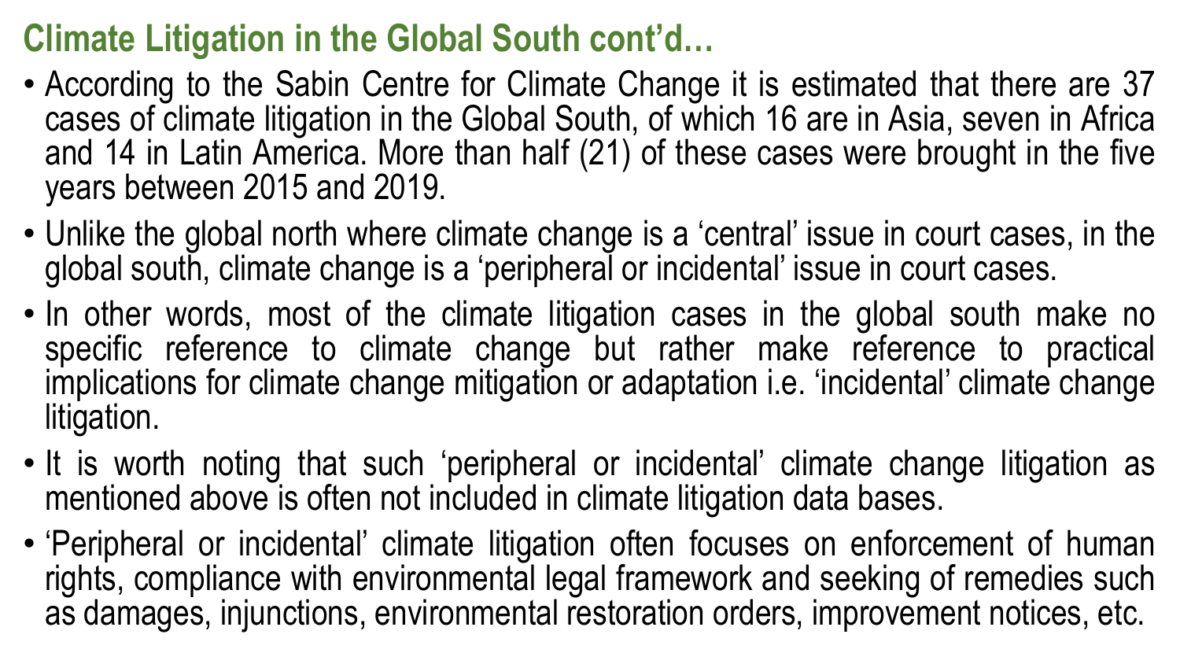## Climate Litigation in the Global South cont'd…

- According to the Sabin Centre for Climate Change it is estimated that there are 37 cases of climate litigation in the Global South, of which 16 are in Asia, seven in Africa and 14 in Latin America. More than half (21) of these cases were brought in the five years between 2015 and 2019.
- Unlike the global north where climate change is a 'central' issue in court cases, in the global south, climate change is a 'peripheral or incidental' issue in court cases.
- In other words, most of the climate litigation cases in the global south make no specific reference to climate change but rather make reference to practical implications for climate change mitigation or adaptation i.e. 'incidental' climate change litigation.
- It is worth noting that such 'peripheral or incidental' climate change litigation as mentioned above is often not included in climate litigation data bases.
- 'Peripheral or incidental' climate litigation often focuses on enforcement of human rights, compliance with environmental legal framework and seeking of remedies such as damages, injunctions, environmental restoration orders, improvement notices, etc.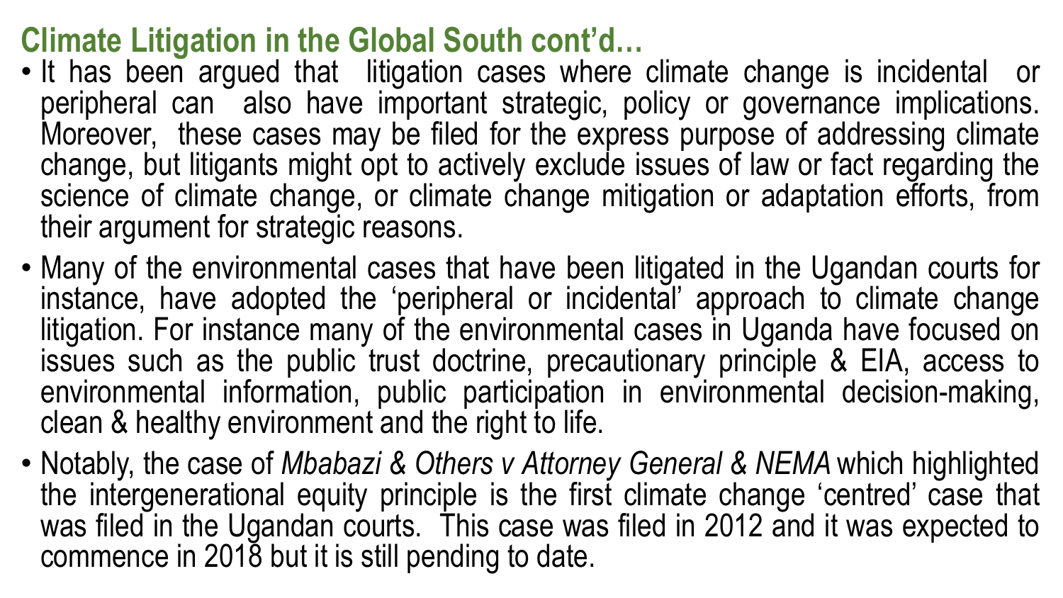## Climate Litigation in the Global South cont'd…

- It has been argued that litigation cases where climate change is incidental or peripheral can also have important strategic, policy or governance implications. Moreover, these cases may be filed for the express purpose of addressing climate change, but litigants might opt to actively exclude issues of law or fact regarding the science of climate change, or climate change mitigation or adaptation efforts, from their argument for strategic reasons.
- Many of the environmental cases that have been litigated in the Ugandan courts for instance, have adopted the 'peripheral or incidental' approach to climate change litigation. For instance many of the environmental cases in Uganda have focused on issues such as the public trust doctrine, precautionary principle & EIA, access to environmental information, public participation in environmental decision-making, clean & healthy environment and the right to life.
- Notably, the case of *Mbabazi & Others v Attorney General & NEMA* which highlighted the intergenerational equity principle is the first climate change 'centred' case that was filed in the Ugandan courts. This case was filed in 2012 and it was expected to commence in 2018 but it is still pending to date.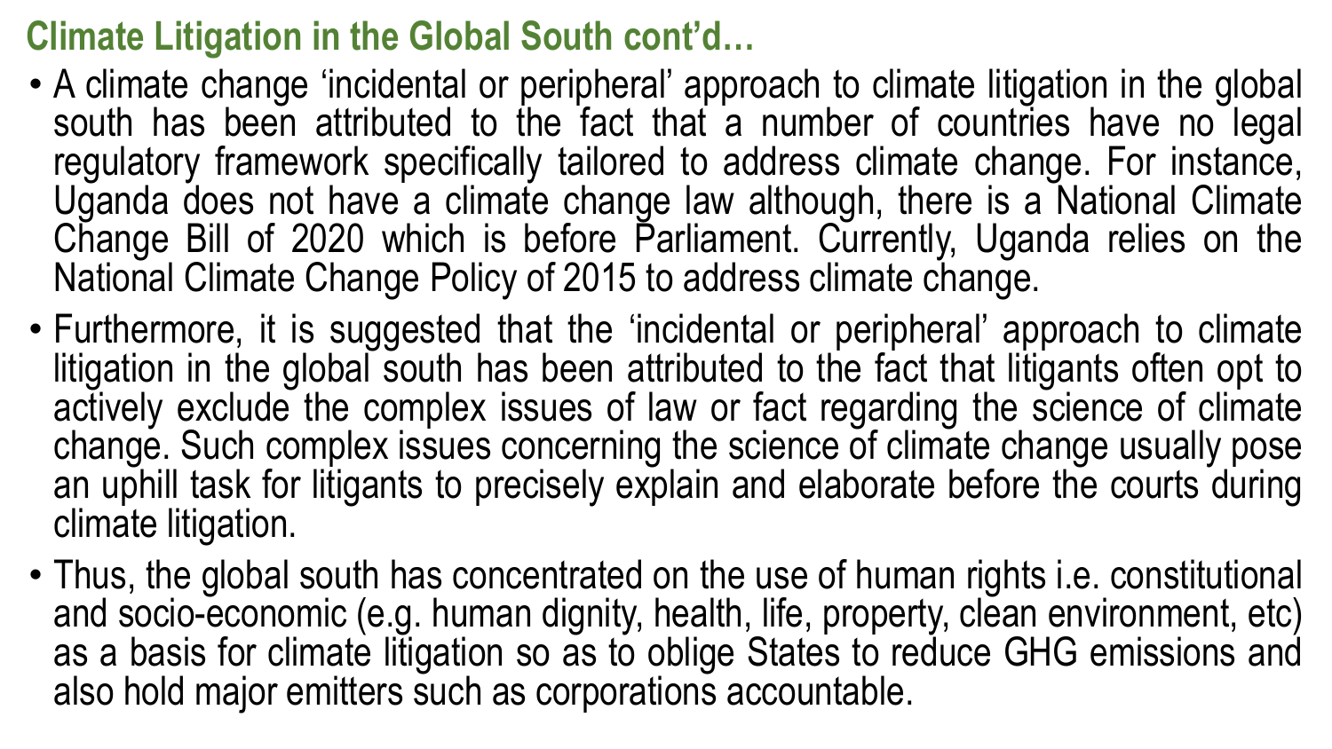## Climate Litigation in the Global South cont'd…

- A climate change 'incidental or peripheral' approach to climate litigation in the global south has been attributed to the fact that a number of countries have no legal regulatory framework specifically tailored to address climate change. For instance, Uganda does not have a climate change law although, there is a National Climate Change Bill of 2020 which is before Parliament. Currently, Uganda relies on the National Climate Change Policy of 2015 to address climate change.
- Furthermore, it is suggested that the 'incidental or peripheral' approach to climate litigation in the global south has been attributed to the fact that litigants often opt to actively exclude the complex issues of law or fact regarding the science of climate change. Such complex issues concerning the science of climate change usually pose an uphill task for litigants to precisely explain and elaborate before the courts during climate litigation.
- Thus, the global south has concentrated on the use of human rights i.e. constitutional and socio-economic (e.g. human dignity, health, life, property, clean environment, etc) as a basis for climate litigation so as to oblige States to reduce GHG emissions and also hold major emitters such as corporations accountable.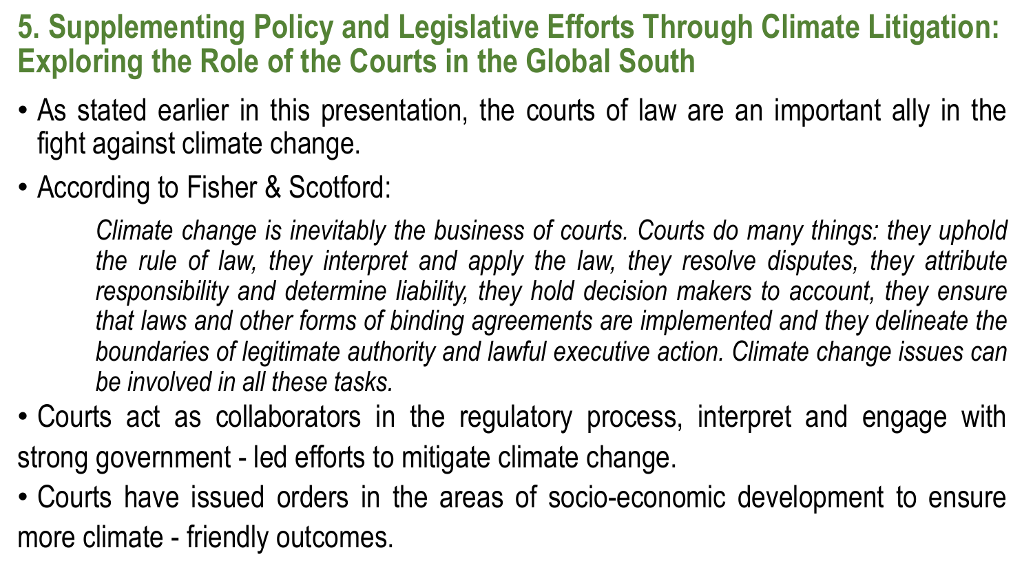## 5. Supplementing Policy and Legislative Efforts Through Climate Litigation: Exploring the Role of the Courts in the Global South

- As stated earlier in this presentation, the courts of law are an important ally in the fight against climate change.
- According to Fisher & Scotford:

> *Climate change is inevitably the business of courts. Courts do many things: they uphold the rule of law, they interpret and apply the law, they resolve disputes, they attribute responsibility and determine liability, they hold decision makers to account, they ensure that laws and other forms of binding agreements are implemented and they delineate the boundaries of legitimate authority and lawful executive action. Climate change issues can be involved in all these tasks.*

- Courts act as collaborators in the regulatory process, interpret and engage with strong government - led efforts to mitigate climate change.
- Courts have issued orders in the areas of socio-economic development to ensure more climate - friendly outcomes.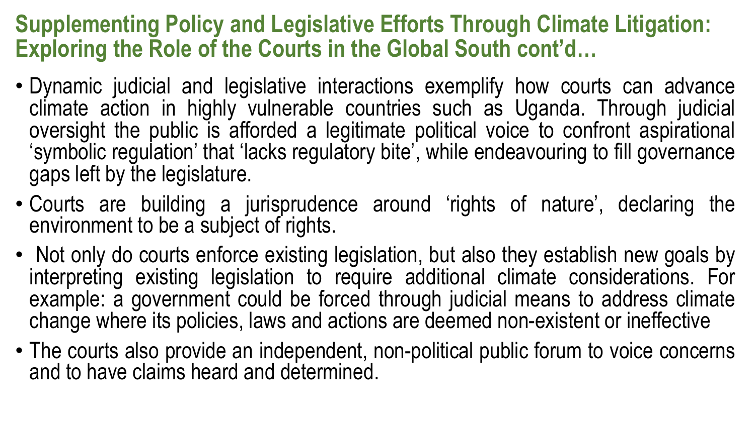## Supplementing Policy and Legislative Efforts Through Climate Litigation: Exploring the Role of the Courts in the Global South cont'd…

- Dynamic judicial and legislative interactions exemplify how courts can advance climate action in highly vulnerable countries such as Uganda. Through judicial oversight the public is afforded a legitimate political voice to confront aspirational 'symbolic regulation' that 'lacks regulatory bite', while endeavouring to fill governance gaps left by the legislature.
- Courts are building a jurisprudence around 'rights of nature', declaring the environment to be a subject of rights.
- Not only do courts enforce existing legislation, but also they establish new goals by interpreting existing legislation to require additional climate considerations. For example: a government could be forced through judicial means to address climate change where its policies, laws and actions are deemed non-existent or ineffective
- The courts also provide an independent, non-political public forum to voice concerns and to have claims heard and determined.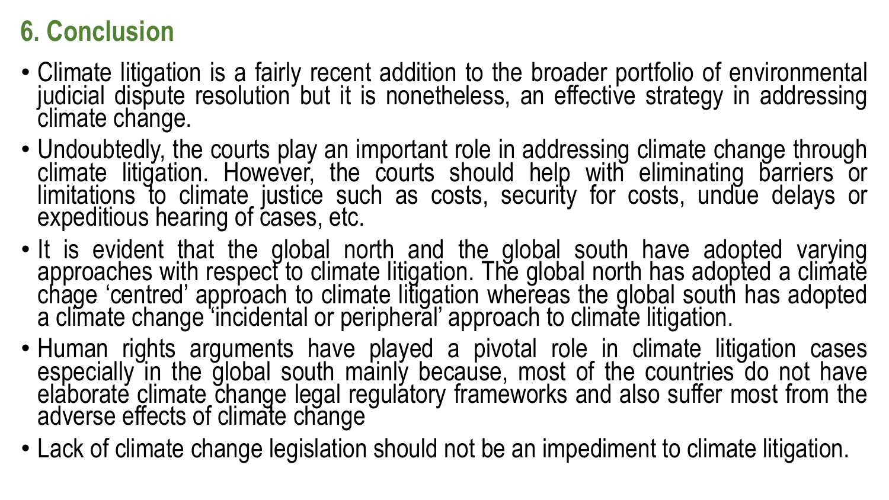## 6. Conclusion

- Climate litigation is a fairly recent addition to the broader portfolio of environmental judicial dispute resolution but it is nonetheless, an effective strategy in addressing climate change.
- Undoubtedly, the courts play an important role in addressing climate change through climate litigation. However, the courts should help with eliminating barriers or limitations to climate justice such as costs, security for costs, undue delays or expeditious hearing of cases, etc.
- It is evident that the global north and the global south have adopted varying approaches with respect to climate litigation. The global north has adopted a climate chage 'centred' approach to climate litigation whereas the global south has adopted a climate change 'incidental or peripheral' approach to climate litigation.
- Human rights arguments have played a pivotal role in climate litigation cases especially in the global south mainly because, most of the countries do not have elaborate climate change legal regulatory frameworks and also suffer most from the adverse effects of climate change
- Lack of climate change legislation should not be an impediment to climate litigation.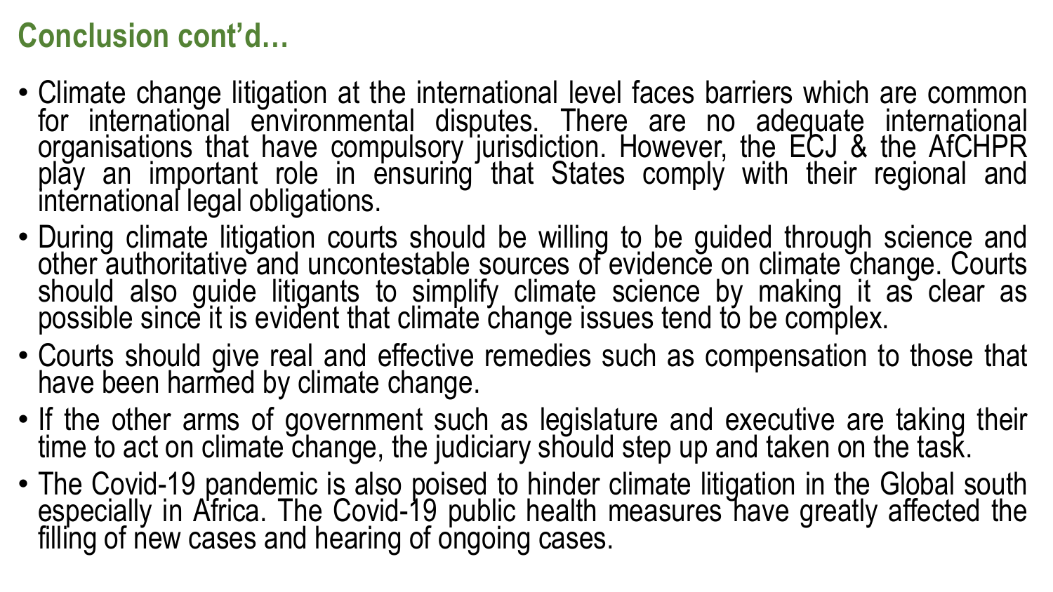## Conclusion cont'd…

- Climate change litigation at the international level faces barriers which are common for international environmental disputes. There are no adequate international organisations that have compulsory jurisdiction. However, the ECJ & the AfCHPR play an important role in ensuring that States comply with their regional and international legal obligations.
- During climate litigation courts should be willing to be guided through science and other authoritative and uncontestable sources of evidence on climate change. Courts should also guide litigants to simplify climate science by making it as clear as possible since it is evident that climate change issues tend to be complex.
- Courts should give real and effective remedies such as compensation to those that have been harmed by climate change.
- If the other arms of government such as legislature and executive are taking their time to act on climate change, the judiciary should step up and taken on the task.
- The Covid-19 pandemic is also poised to hinder climate litigation in the Global south especially in Africa. The Covid-19 public health measures have greatly affected the filling of new cases and hearing of ongoing cases.